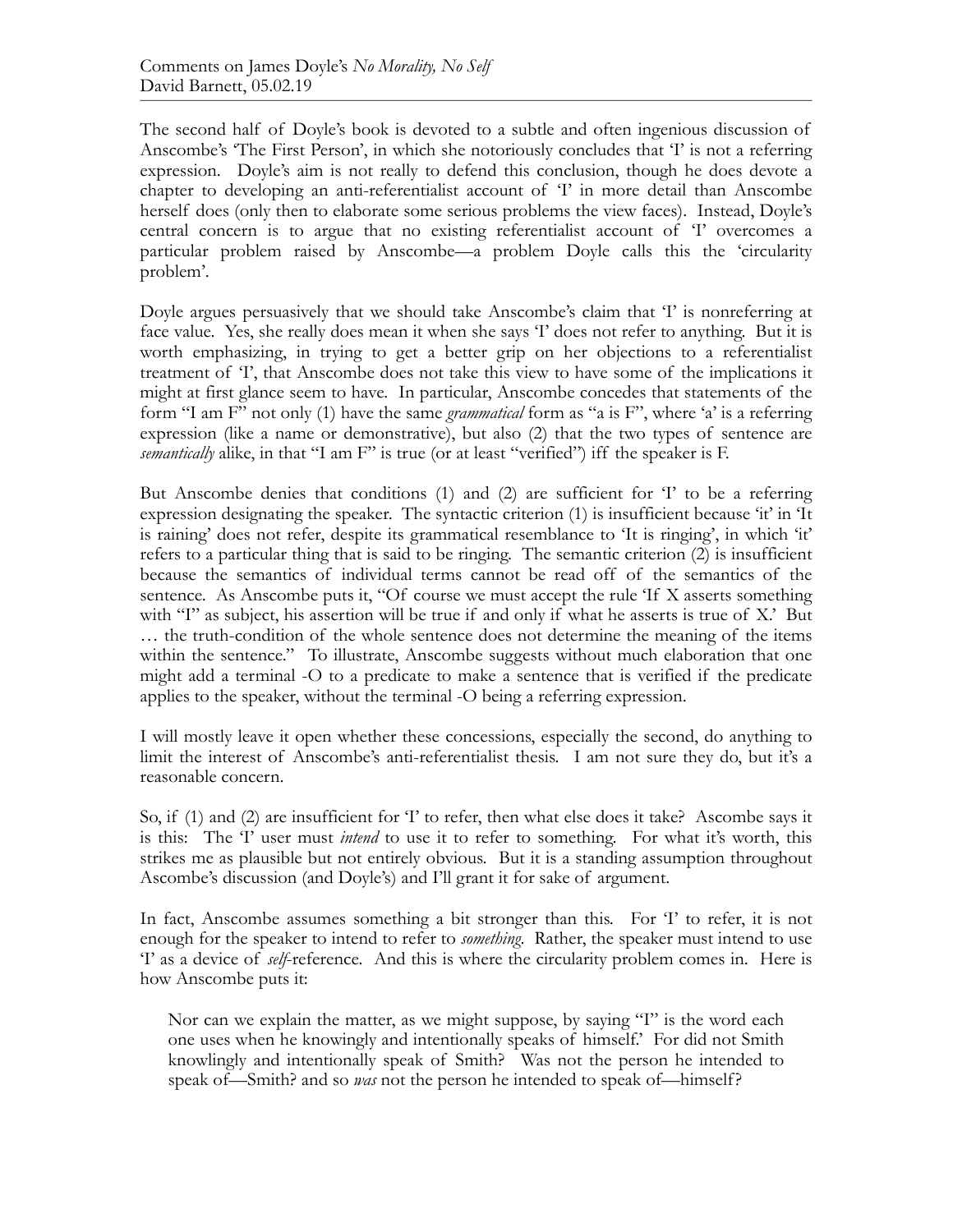Comments on James Doyle's *No Morality, No Self*
David Barnett, 05.02.19

The second half of Doyle's book is devoted to a subtle and often ingenious discussion of Anscombe's 'The First Person', in which she notoriously concludes that 'I' is not a referring expression. Doyle's aim is not really to defend this conclusion, though he does devote a chapter to developing an anti-referentialist account of 'I' in more detail than Anscombe herself does (only then to elaborate some serious problems the view faces). Instead, Doyle's central concern is to argue that no existing referentialist account of 'I' overcomes a particular problem raised by Anscombe—a problem Doyle calls this the 'circularity problem'.

Doyle argues persuasively that we should take Anscombe's claim that 'I' is nonreferring at face value. Yes, she really does mean it when she says 'I' does not refer to anything. But it is worth emphasizing, in trying to get a better grip on her objections to a referentialist treatment of 'I', that Anscombe does not take this view to have some of the implications it might at first glance seem to have. In particular, Anscombe concedes that statements of the form "I am F" not only (1) have the same *grammatical* form as "a is F", where 'a' is a referring expression (like a name or demonstrative), but also (2) that the two types of sentence are *semantically* alike, in that "I am F" is true (or at least "verified") iff the speaker is F.

But Anscombe denies that conditions (1) and (2) are sufficient for 'I' to be a referring expression designating the speaker. The syntactic criterion (1) is insufficient because 'it' in 'It is raining' does not refer, despite its grammatical resemblance to 'It is ringing', in which 'it' refers to a particular thing that is said to be ringing. The semantic criterion (2) is insufficient because the semantics of individual terms cannot be read off of the semantics of the sentence. As Anscombe puts it, "Of course we must accept the rule 'If X asserts something with "I" as subject, his assertion will be true if and only if what he asserts is true of X.' But … the truth-condition of the whole sentence does not determine the meaning of the items within the sentence." To illustrate, Anscombe suggests without much elaboration that one might add a terminal -O to a predicate to make a sentence that is verified if the predicate applies to the speaker, without the terminal -O being a referring expression.

I will mostly leave it open whether these concessions, especially the second, do anything to limit the interest of Anscombe's anti-referentialist thesis. I am not sure they do, but it's a reasonable concern.

So, if (1) and (2) are insufficient for 'I' to refer, then what else does it take? Ascombe says it is this: The 'I' user must *intend* to use it to refer to something. For what it's worth, this strikes me as plausible but not entirely obvious. But it is a standing assumption throughout Ascombe's discussion (and Doyle's) and I'll grant it for sake of argument.

In fact, Anscombe assumes something a bit stronger than this. For 'I' to refer, it is not enough for the speaker to intend to refer to *something*. Rather, the speaker must intend to use 'I' as a device of *self*-reference. And this is where the circularity problem comes in. Here is how Anscombe puts it:

> Nor can we explain the matter, as we might suppose, by saying "I" is the word each one uses when he knowingly and intentionally speaks of himself.' For did not Smith knowingly and intentionally speak of Smith? Was not the person he intended to speak of—Smith? and so *was* not the person he intended to speak of—himself?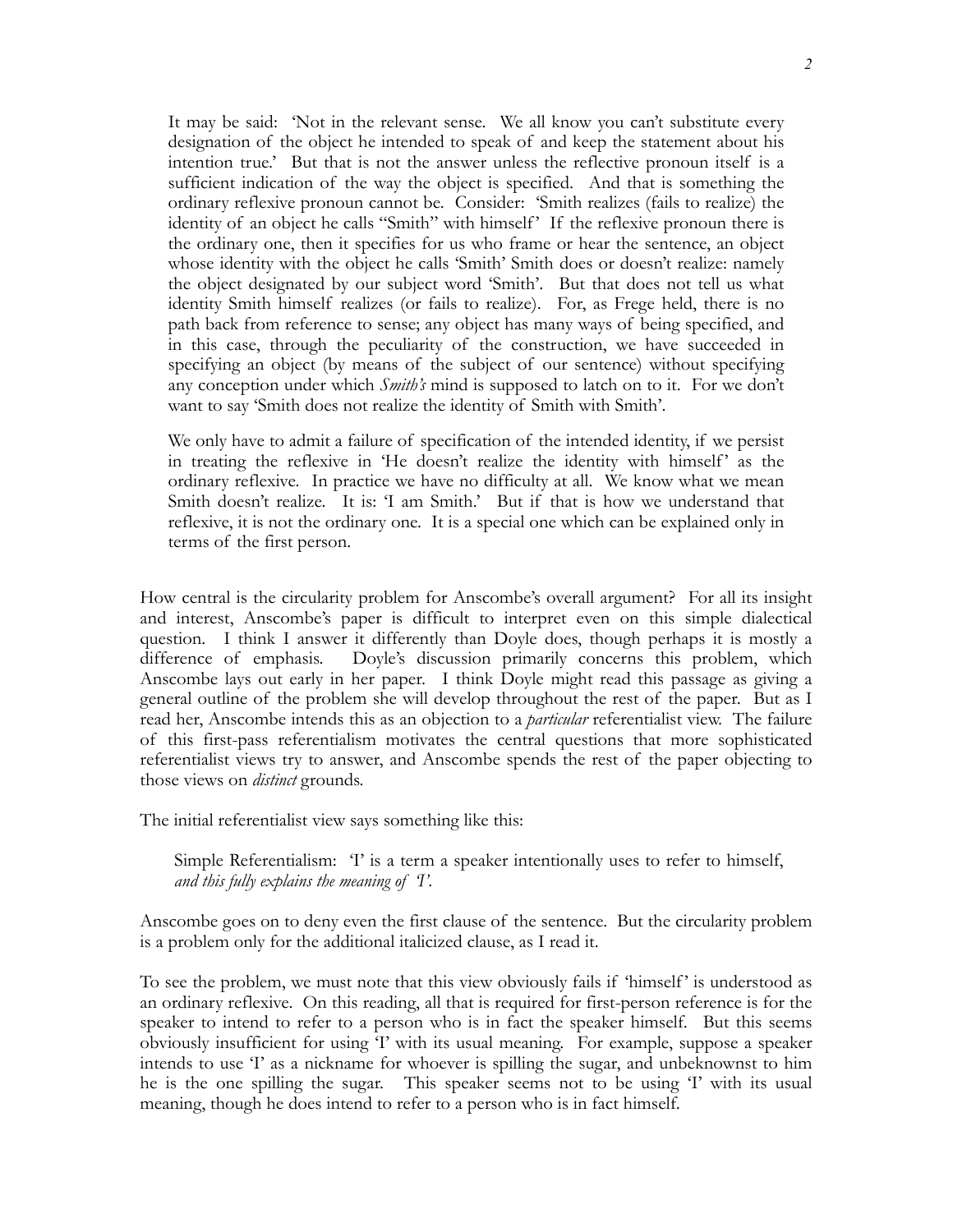> It may be said: 'Not in the relevant sense. We all know you can't substitute every designation of the object he intended to speak of and keep the statement about his intention true.' But that is not the answer unless the reflective pronoun itself is a sufficient indication of the way the object is specified. And that is something the ordinary reflexive pronoun cannot be. Consider: 'Smith realizes (fails to realize) the identity of an object he calls "Smith" with himself' If the reflexive pronoun there is the ordinary one, then it specifies for us who frame or hear the sentence, an object whose identity with the object he calls 'Smith' Smith does or doesn't realize: namely the object designated by our subject word 'Smith'. But that does not tell us what identity Smith himself realizes (or fails to realize). For, as Frege held, there is no path back from reference to sense; any object has many ways of being specified, and in this case, through the peculiarity of the construction, we have succeeded in specifying an object (by means of the subject of our sentence) without specifying any conception under which *Smith's* mind is supposed to latch on to it. For we don't want to say 'Smith does not realize the identity of Smith with Smith'.
>
> We only have to admit a failure of specification of the intended identity, if we persist in treating the reflexive in 'He doesn't realize the identity with himself' as the ordinary reflexive. In practice we have no difficulty at all. We know what we mean Smith doesn't realize. It is: 'I am Smith.' But if that is how we understand that reflexive, it is not the ordinary one. It is a special one which can be explained only in terms of the first person.

How central is the circularity problem for Anscombe's overall argument? For all its insight and interest, Anscombe's paper is difficult to interpret even on this simple dialectical question. I think I answer it differently than Doyle does, though perhaps it is mostly a difference of emphasis. Doyle's discussion primarily concerns this problem, which Anscombe lays out early in her paper. I think Doyle might read this passage as giving a general outline of the problem she will develop throughout the rest of the paper. But as I read her, Anscombe intends this as an objection to a *particular* referentialist view. The failure of this first-pass referentialism motivates the central questions that more sophisticated referentialist views try to answer, and Anscombe spends the rest of the paper objecting to those views on *distinct* grounds.

The initial referentialist view says something like this:

> Simple Referentialism: 'I' is a term a speaker intentionally uses to refer to himself, *and this fully explains the meaning of 'I'*.

Anscombe goes on to deny even the first clause of the sentence. But the circularity problem is a problem only for the additional italicized clause, as I read it.

To see the problem, we must note that this view obviously fails if 'himself' is understood as an ordinary reflexive. On this reading, all that is required for first-person reference is for the speaker to intend to refer to a person who is in fact the speaker himself. But this seems obviously insufficient for using 'I' with its usual meaning. For example, suppose a speaker intends to use 'I' as a nickname for whoever is spilling the sugar, and unbeknownst to him he is the one spilling the sugar. This speaker seems not to be using 'I' with its usual meaning, though he does intend to refer to a person who is in fact himself.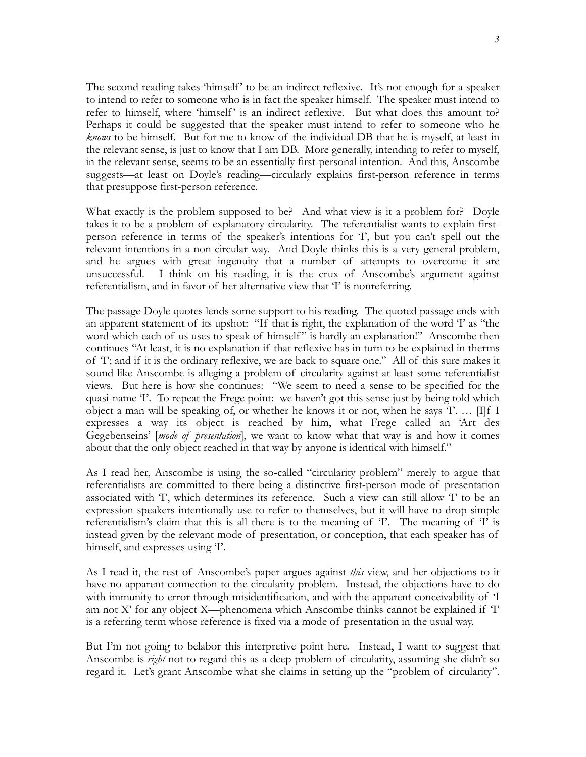The second reading takes 'himself' to be an indirect reflexive. It's not enough for a speaker to intend to refer to someone who is in fact the speaker himself. The speaker must intend to refer to himself, where 'himself' is an indirect reflexive. But what does this amount to? Perhaps it could be suggested that the speaker must intend to refer to someone who he *knows* to be himself. But for me to know of the individual DB that he is myself, at least in the relevant sense, is just to know that I am DB. More generally, intending to refer to myself, in the relevant sense, seems to be an essentially first-personal intention. And this, Anscombe suggests—at least on Doyle's reading—circularly explains first-person reference in terms that presuppose first-person reference.

What exactly is the problem supposed to be? And what view is it a problem for? Doyle takes it to be a problem of explanatory circularity. The referentialist wants to explain first-person reference in terms of the speaker's intentions for 'I', but you can't spell out the relevant intentions in a non-circular way. And Doyle thinks this is a very general problem, and he argues with great ingenuity that a number of attempts to overcome it are unsuccessful. I think on his reading, it is the crux of Anscombe's argument against referentialism, and in favor of her alternative view that 'I' is nonreferring.

The passage Doyle quotes lends some support to his reading. The quoted passage ends with an apparent statement of its upshot: "If that is right, the explanation of the word 'I' as "the word which each of us uses to speak of himself" is hardly an explanation!" Anscombe then continues "At least, it is no explanation if that reflexive has in turn to be explained in therms of 'I'; and if it is the ordinary reflexive, we are back to square one." All of this sure makes it sound like Anscombe is alleging a problem of circularity against at least some referentialist views. But here is how she continues: "We seem to need a sense to be specified for the quasi-name 'I'. To repeat the Frege point: we haven't got this sense just by being told which object a man will be speaking of, or whether he knows it or not, when he says 'I'. … [I]f I expresses a way its object is reached by him, what Frege called an 'Art des Gegebenseins' [*mode of presentation*], we want to know what that way is and how it comes about that the only object reached in that way by anyone is identical with himself."

As I read her, Anscombe is using the so-called "circularity problem" merely to argue that referentialists are committed to there being a distinctive first-person mode of presentation associated with 'I', which determines its reference. Such a view can still allow 'I' to be an expression speakers intentionally use to refer to themselves, but it will have to drop simple referentialism's claim that this is all there is to the meaning of 'I'. The meaning of 'I' is instead given by the relevant mode of presentation, or conception, that each speaker has of himself, and expresses using 'I'.

As I read it, the rest of Anscombe's paper argues against *this* view, and her objections to it have no apparent connection to the circularity problem. Instead, the objections have to do with immunity to error through misidentification, and with the apparent conceivability of 'I am not X' for any object X—phenomena which Anscombe thinks cannot be explained if 'I' is a referring term whose reference is fixed via a mode of presentation in the usual way.

But I'm not going to belabor this interpretive point here. Instead, I want to suggest that Anscombe is *right* not to regard this as a deep problem of circularity, assuming she didn't so regard it. Let's grant Anscombe what she claims in setting up the "problem of circularity".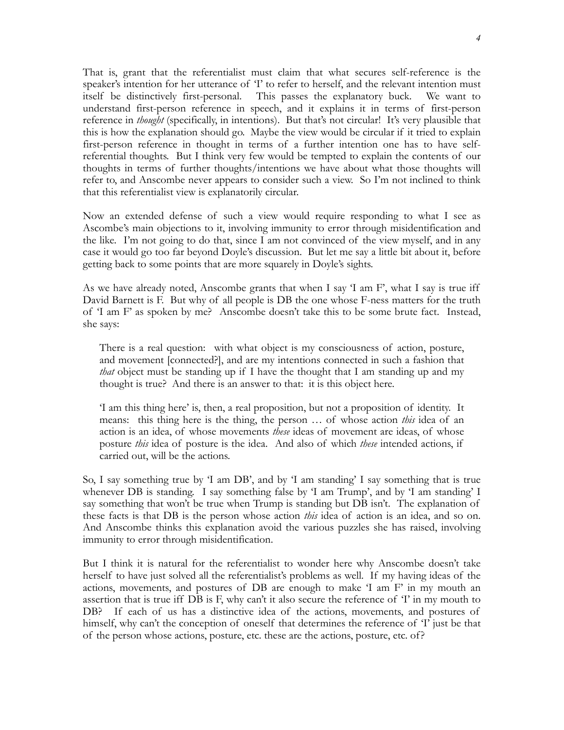That is, grant that the referentialist must claim that what secures self-reference is the speaker's intention for her utterance of 'I' to refer to herself, and the relevant intention must itself be distinctively first-personal. This passes the explanatory buck. We want to understand first-person reference in speech, and it explains it in terms of first-person reference in *thought* (specifically, in intentions). But that's not circular! It's very plausible that this is how the explanation should go. Maybe the view would be circular if it tried to explain first-person reference in thought in terms of a further intention one has to have self-referential thoughts. But I think very few would be tempted to explain the contents of our thoughts in terms of further thoughts/intentions we have about what those thoughts will refer to, and Anscombe never appears to consider such a view. So I'm not inclined to think that this referentialist view is explanatorily circular.

Now an extended defense of such a view would require responding to what I see as Ascombe's main objections to it, involving immunity to error through misidentification and the like. I'm not going to do that, since I am not convinced of the view myself, and in any case it would go too far beyond Doyle's discussion. But let me say a little bit about it, before getting back to some points that are more squarely in Doyle's sights.

As we have already noted, Anscombe grants that when I say 'I am F', what I say is true iff David Barnett is F. But why of all people is DB the one whose F-ness matters for the truth of 'I am F' as spoken by me? Anscombe doesn't take this to be some brute fact. Instead, she says:

> There is a real question: with what object is my consciousness of action, posture, and movement [connected?], and are my intentions connected in such a fashion that *that* object must be standing up if I have the thought that I am standing up and my thought is true? And there is an answer to that: it is this object here.
>
> 'I am this thing here' is, then, a real proposition, but not a proposition of identity. It means: this thing here is the thing, the person … of whose action *this* idea of an action is an idea, of whose movements *these* ideas of movement are ideas, of whose posture *this* idea of posture is the idea. And also of which *these* intended actions, if carried out, will be the actions.

So, I say something true by 'I am DB', and by 'I am standing' I say something that is true whenever DB is standing. I say something false by 'I am Trump', and by 'I am standing' I say something that won't be true when Trump is standing but DB isn't. The explanation of these facts is that DB is the person whose action *this* idea of action is an idea, and so on. And Anscombe thinks this explanation avoid the various puzzles she has raised, involving immunity to error through misidentification.

But I think it is natural for the referentialist to wonder here why Anscombe doesn't take herself to have just solved all the referentialist's problems as well. If my having ideas of the actions, movements, and postures of DB are enough to make 'I am F' in my mouth an assertion that is true iff DB is F, why can't it also secure the reference of 'I' in my mouth to DB? If each of us has a distinctive idea of the actions, movements, and postures of himself, why can't the conception of oneself that determines the reference of 'I' just be that of the person whose actions, posture, etc. these are the actions, posture, etc. of?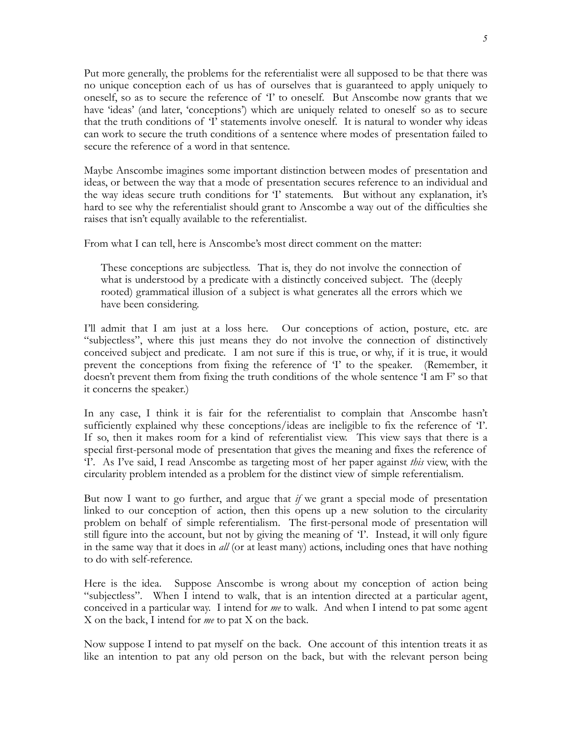Put more generally, the problems for the referentialist were all supposed to be that there was no unique conception each of us has of ourselves that is guaranteed to apply uniquely to oneself, so as to secure the reference of 'I' to oneself. But Anscombe now grants that we have 'ideas' (and later, 'conceptions') which are uniquely related to oneself so as to secure that the truth conditions of 'I' statements involve oneself. It is natural to wonder why ideas can work to secure the truth conditions of a sentence where modes of presentation failed to secure the reference of a word in that sentence.

Maybe Anscombe imagines some important distinction between modes of presentation and ideas, or between the way that a mode of presentation secures reference to an individual and the way ideas secure truth conditions for 'I' statements. But without any explanation, it's hard to see why the referentialist should grant to Anscombe a way out of the difficulties she raises that isn't equally available to the referentialist.

From what I can tell, here is Anscombe's most direct comment on the matter:

> These conceptions are subjectless. That is, they do not involve the connection of what is understood by a predicate with a distinctly conceived subject. The (deeply rooted) grammatical illusion of a subject is what generates all the errors which we have been considering.

I'll admit that I am just at a loss here. Our conceptions of action, posture, etc. are "subjectless", where this just means they do not involve the connection of distinctively conceived subject and predicate. I am not sure if this is true, or why, if it is true, it would prevent the conceptions from fixing the reference of 'I' to the speaker. (Remember, it doesn't prevent them from fixing the truth conditions of the whole sentence 'I am F' so that it concerns the speaker.)

In any case, I think it is fair for the referentialist to complain that Anscombe hasn't sufficiently explained why these conceptions/ideas are ineligible to fix the reference of 'I'. If so, then it makes room for a kind of referentialist view. This view says that there is a special first-personal mode of presentation that gives the meaning and fixes the reference of 'I'. As I've said, I read Anscombe as targeting most of her paper against *this* view, with the circularity problem intended as a problem for the distinct view of simple referentialism.

But now I want to go further, and argue that *if* we grant a special mode of presentation linked to our conception of action, then this opens up a new solution to the circularity problem on behalf of simple referentialism. The first-personal mode of presentation will still figure into the account, but not by giving the meaning of 'I'. Instead, it will only figure in the same way that it does in *all* (or at least many) actions, including ones that have nothing to do with self-reference.

Here is the idea. Suppose Anscombe is wrong about my conception of action being "subjectless". When I intend to walk, that is an intention directed at a particular agent, conceived in a particular way. I intend for *me* to walk. And when I intend to pat some agent X on the back, I intend for *me* to pat X on the back.

Now suppose I intend to pat myself on the back. One account of this intention treats it as like an intention to pat any old person on the back, but with the relevant person being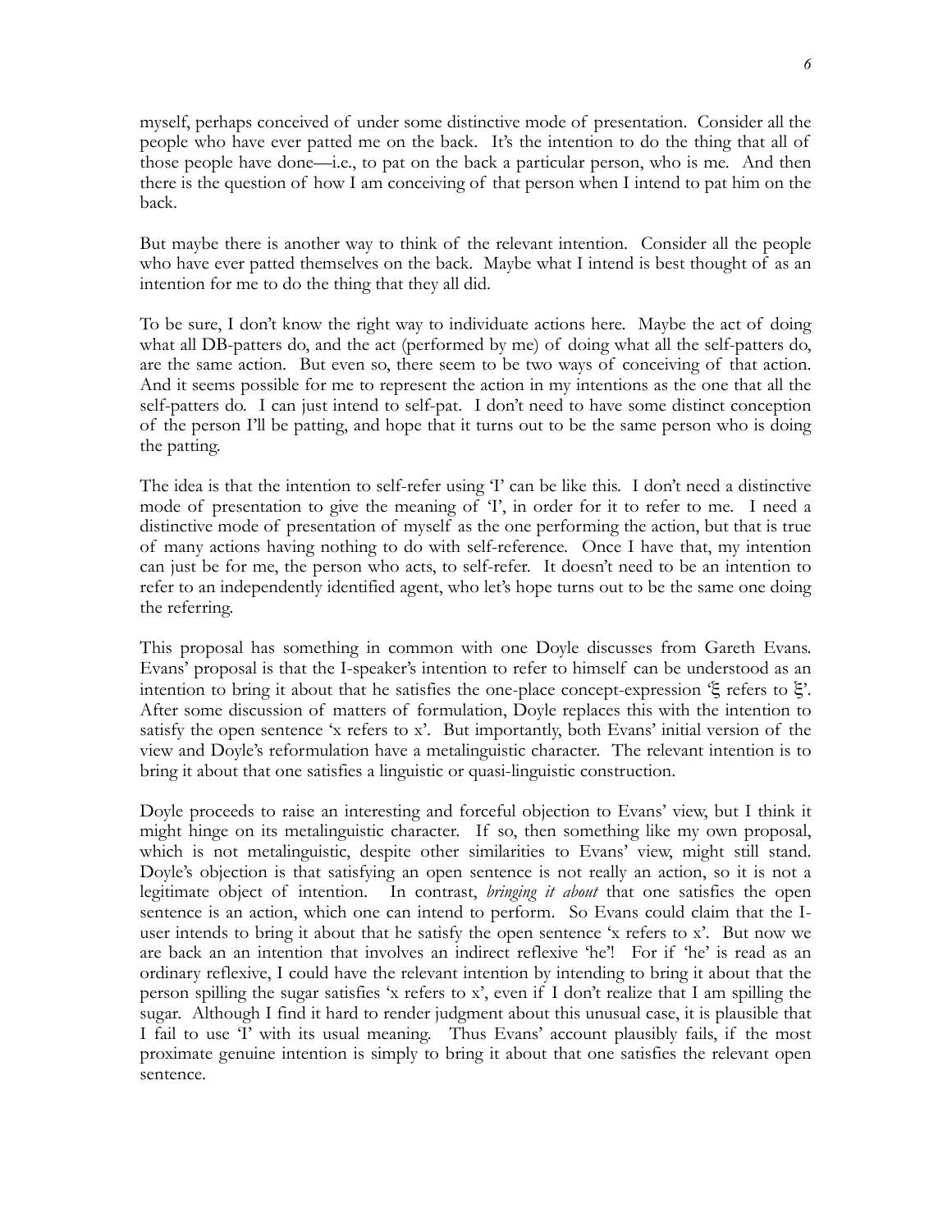myself, perhaps conceived of under some distinctive mode of presentation. Consider all the people who have ever patted me on the back. It's the intention to do the thing that all of those people have done—i.e., to pat on the back a particular person, who is me. And then there is the question of how I am conceiving of that person when I intend to pat him on the back.

But maybe there is another way to think of the relevant intention. Consider all the people who have ever patted themselves on the back. Maybe what I intend is best thought of as an intention for me to do the thing that they all did.

To be sure, I don't know the right way to individuate actions here. Maybe the act of doing what all DB-patters do, and the act (performed by me) of doing what all the self-patters do, are the same action. But even so, there seem to be two ways of conceiving of that action. And it seems possible for me to represent the action in my intentions as the one that all the self-patters do. I can just intend to self-pat. I don't need to have some distinct conception of the person I'll be patting, and hope that it turns out to be the same person who is doing the patting.

The idea is that the intention to self-refer using 'I' can be like this. I don't need a distinctive mode of presentation to give the meaning of 'I', in order for it to refer to me. I need a distinctive mode of presentation of myself as the one performing the action, but that is true of many actions having nothing to do with self-reference. Once I have that, my intention can just be for me, the person who acts, to self-refer. It doesn't need to be an intention to refer to an independently identified agent, who let's hope turns out to be the same one doing the referring.

This proposal has something in common with one Doyle discusses from Gareth Evans. Evans' proposal is that the I-speaker's intention to refer to himself can be understood as an intention to bring it about that he satisfies the one-place concept-expression '$\xi$ refers to $\xi$'. After some discussion of matters of formulation, Doyle replaces this with the intention to satisfy the open sentence 'x refers to x'. But importantly, both Evans' initial version of the view and Doyle's reformulation have a metalinguistic character. The relevant intention is to bring it about that one satisfies a linguistic or quasi-linguistic construction.

Doyle proceeds to raise an interesting and forceful objection to Evans' view, but I think it might hinge on its metalinguistic character. If so, then something like my own proposal, which is not metalinguistic, despite other similarities to Evans' view, might still stand. Doyle's objection is that satisfying an open sentence is not really an action, so it is not a legitimate object of intention. In contrast, *bringing it about* that one satisfies the open sentence is an action, which one can intend to perform. So Evans could claim that the I-user intends to bring it about that he satisfy the open sentence 'x refers to x'. But now we are back an an intention that involves an indirect reflexive 'he'! For if 'he' is read as an ordinary reflexive, I could have the relevant intention by intending to bring it about that the person spilling the sugar satisfies 'x refers to x', even if I don't realize that I am spilling the sugar. Although I find it hard to render judgment about this unusual case, it is plausible that I fail to use 'I' with its usual meaning. Thus Evans' account plausibly fails, if the most proximate genuine intention is simply to bring it about that one satisfies the relevant open sentence.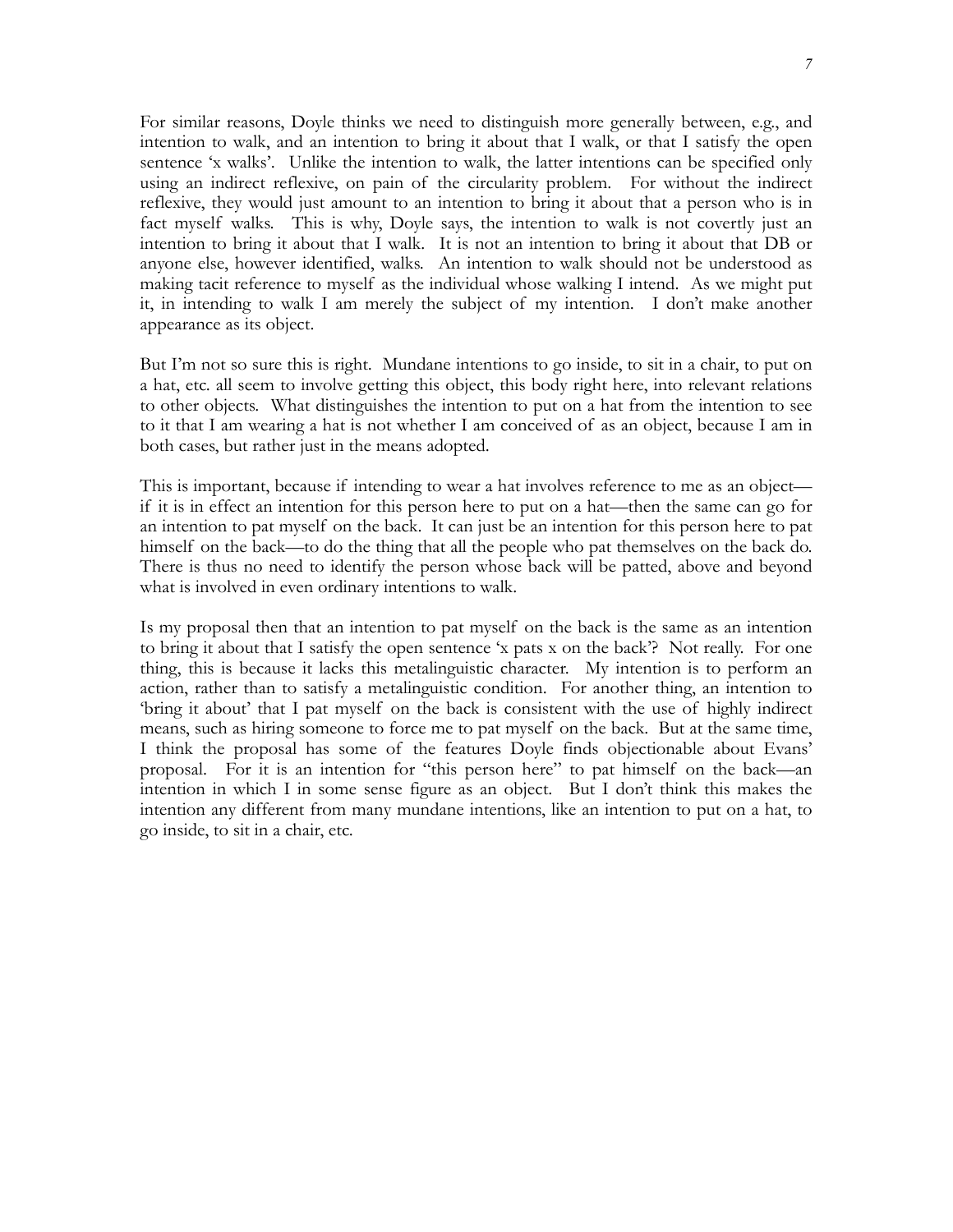For similar reasons, Doyle thinks we need to distinguish more generally between, e.g., and intention to walk, and an intention to bring it about that I walk, or that I satisfy the open sentence 'x walks'. Unlike the intention to walk, the latter intentions can be specified only using an indirect reflexive, on pain of the circularity problem. For without the indirect reflexive, they would just amount to an intention to bring it about that a person who is in fact myself walks. This is why, Doyle says, the intention to walk is not covertly just an intention to bring it about that I walk. It is not an intention to bring it about that DB or anyone else, however identified, walks. An intention to walk should not be understood as making tacit reference to myself as the individual whose walking I intend. As we might put it, in intending to walk I am merely the subject of my intention. I don't make another appearance as its object.

But I'm not so sure this is right. Mundane intentions to go inside, to sit in a chair, to put on a hat, etc. all seem to involve getting this object, this body right here, into relevant relations to other objects. What distinguishes the intention to put on a hat from the intention to see to it that I am wearing a hat is not whether I am conceived of as an object, because I am in both cases, but rather just in the means adopted.

This is important, because if intending to wear a hat involves reference to me as an object—if it is in effect an intention for this person here to put on a hat—then the same can go for an intention to pat myself on the back. It can just be an intention for this person here to pat himself on the back—to do the thing that all the people who pat themselves on the back do. There is thus no need to identify the person whose back will be patted, above and beyond what is involved in even ordinary intentions to walk.

Is my proposal then that an intention to pat myself on the back is the same as an intention to bring it about that I satisfy the open sentence 'x pats x on the back'? Not really. For one thing, this is because it lacks this metalinguistic character. My intention is to perform an action, rather than to satisfy a metalinguistic condition. For another thing, an intention to 'bring it about' that I pat myself on the back is consistent with the use of highly indirect means, such as hiring someone to force me to pat myself on the back. But at the same time, I think the proposal has some of the features Doyle finds objectionable about Evans' proposal. For it is an intention for "this person here" to pat himself on the back—an intention in which I in some sense figure as an object. But I don't think this makes the intention any different from many mundane intentions, like an intention to put on a hat, to go inside, to sit in a chair, etc.